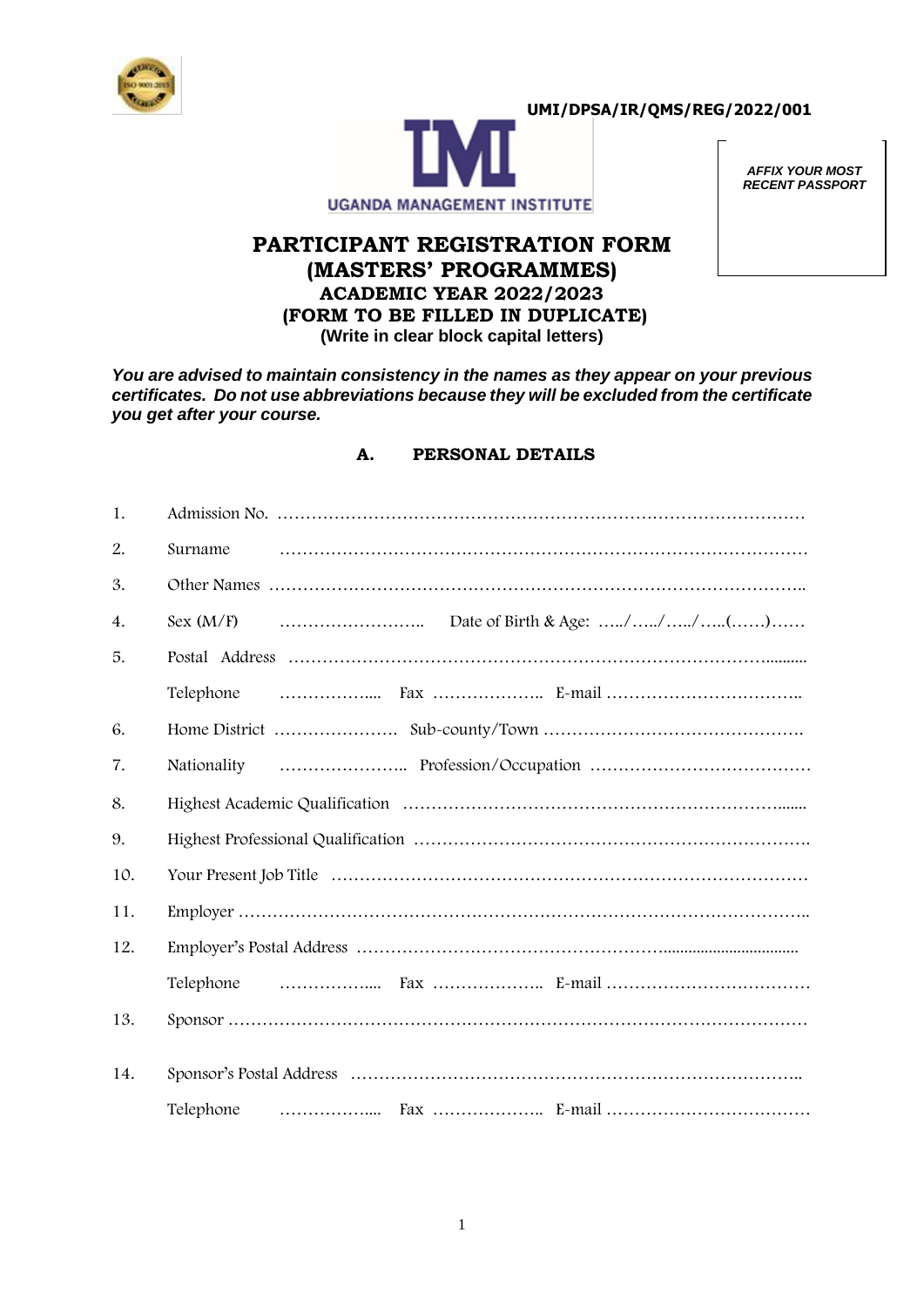UMI/DPSA/IR/QMS/REG/2022/001

UGANDA MANAGEMENT INSTITUTE

*AFFIX YOUR MOST RECENT PASSPORT*

# PARTICIPANT REGISTRATION FORM (MASTERS' PROGRAMMES)

## ACADEMIC YEAR 2022/2023

## (FORM TO BE FILLED IN DUPLICATE)

**(Write in clear block capital letters)**

***You are advised to maintain consistency in the names as they appear on your previous certificates. Do not use abbreviations because they will be excluded from the certificate you get after your course.***

## A. PERSONAL DETAILS

1. Admission No. …………………………………………………………………………………
2. Surname …………………………………………………………………………………
3. Other Names …………………………………………………………………………………..
4. Sex (M/F) …………………….. Date of Birth & Age: …../…../…../…..(……)……
5. Postal Address ……………………………………………………………………………..........

   Telephone …………….... Fax ……………….. E-mail ……………………………..
6. Home District …………………. Sub-county/Town ……………………………………….
7. Nationality ………………….. Profession/Occupation …………………………………
8. Highest Academic Qualification ……………………………………………………….......
9. Highest Professional Qualification ……………………………………………………….
10. Your Present Job Title …………………………………………………………………………
11. Employer ………………………………………………………………………………………..
12. Employer's Postal Address ……………………………………………....................................

    Telephone …………….... Fax ……………….. E-mail ………………………………
13. Sponsor ………………………………………………………………………………………
14. Sponsor's Postal Address ……………………………………………………………………..

    Telephone …………….... Fax ……………….. E-mail ………………………………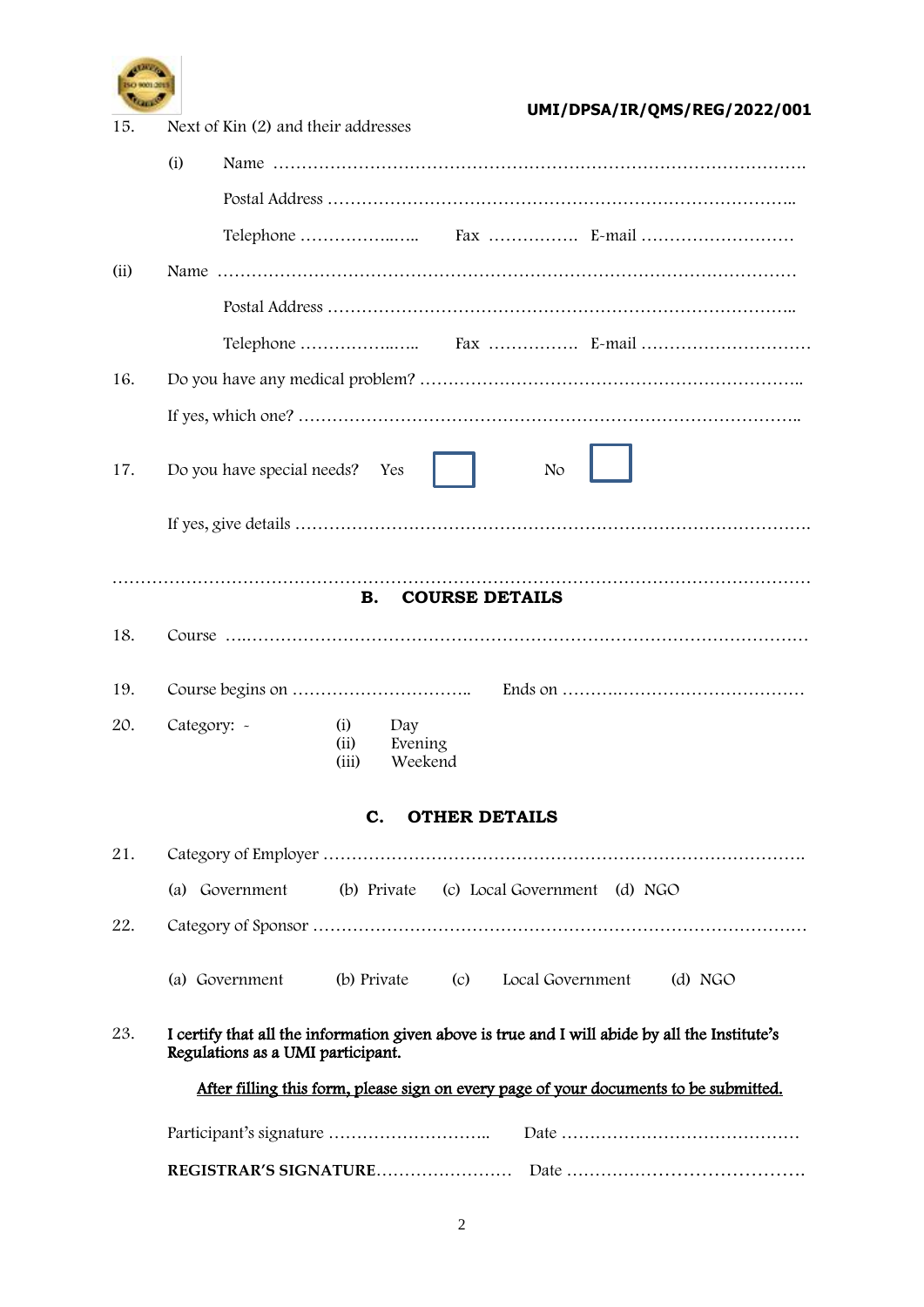15. Next of Kin (2) and their addresses

(i) Name …………………………………………………………………………………….

Postal Address ……………………………………………………………………..

Telephone ……………..….. Fax ……………. E-mail ………………………

(ii) Name ……………………………………………………………………………………

Postal Address ……………………………………………………………………..

Telephone ……………..….. Fax ……………. E-mail …………………………

16. Do you have any medical problem? ………………………………………………………..

If yes, which one? …………………………………………………………………………..

17. Do you have special needs? Yes ☐ No ☐

If yes, give details …………………………………………………………………………….

…………………………………………………………………………………………………………

## B. COURSE DETAILS

18. Course ….……………………………………………………………………………………

19. Course begins on ………………………….. Ends on ……….……………………………

20. Category: -
    - (i) Day
    - (ii) Evening
    - (iii) Weekend

## C. OTHER DETAILS

21. Category of Employer ……………………………………………………………………….

(a) Government (b) Private (c) Local Government (d) NGO

22. Category of Sponsor …………………………………………………………………………

(a) Government (b) Private (c) Local Government (d) NGO

23. **I certify that all the information given above is true and I will abide by all the Institute's Regulations as a UMI participant.**

**After filling this form, please sign on every page of your documents to be submitted.**

Participant's signature ……………………….. Date ……………………………………

**REGISTRAR'S SIGNATURE**…………………… Date ………………………………….